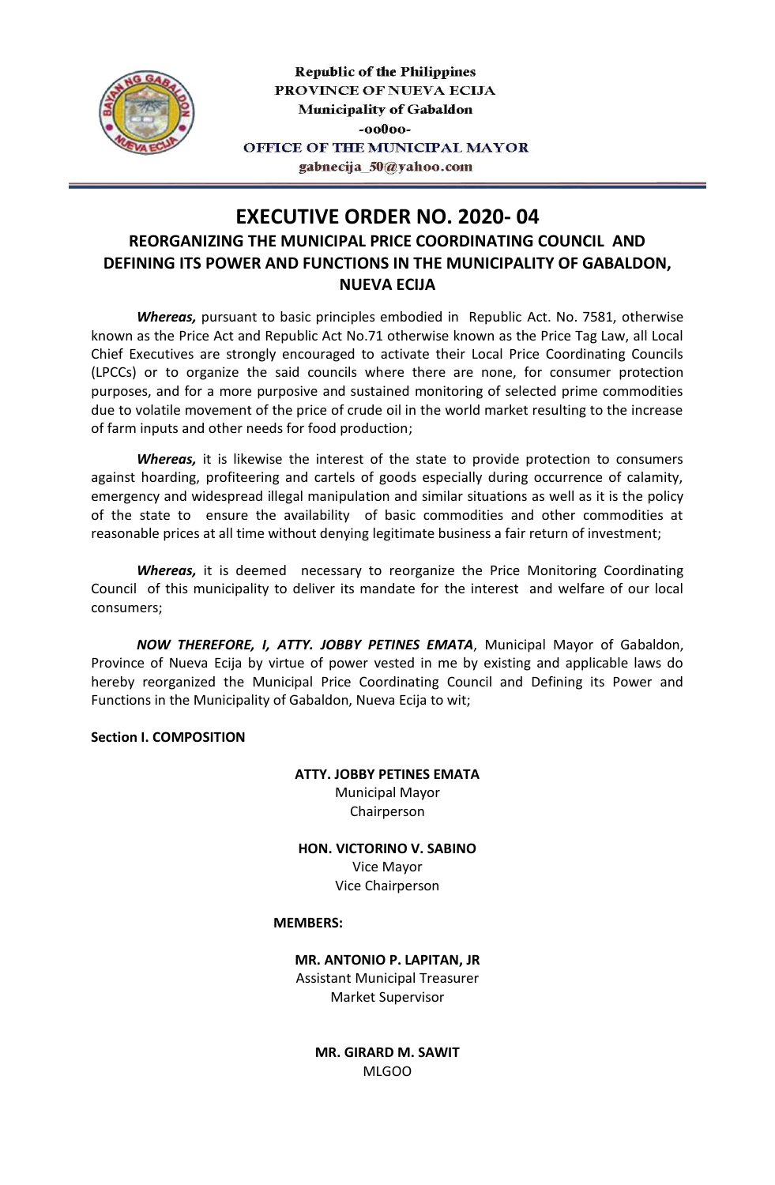Republic of the Philippines
PROVINCE OF NUEVA ECIJA
Municipality of Gabaldon
-oo0oo-
OFFICE OF THE MUNICIPAL MAYOR
gabnecija_50@yahoo.com

# EXECUTIVE ORDER NO. 2020- 04

## REORGANIZING THE MUNICIPAL PRICE COORDINATING COUNCIL AND DEFINING ITS POWER AND FUNCTIONS IN THE MUNICIPALITY OF GABALDON, NUEVA ECIJA

***Whereas,*** pursuant to basic principles embodied in Republic Act. No. 7581, otherwise known as the Price Act and Republic Act No.71 otherwise known as the Price Tag Law, all Local Chief Executives are strongly encouraged to activate their Local Price Coordinating Councils (LPCCs) or to organize the said councils where there are none, for consumer protection purposes, and for a more purposive and sustained monitoring of selected prime commodities due to volatile movement of the price of crude oil in the world market resulting to the increase of farm inputs and other needs for food production;

***Whereas,*** it is likewise the interest of the state to provide protection to consumers against hoarding, profiteering and cartels of goods especially during occurrence of calamity, emergency and widespread illegal manipulation and similar situations as well as it is the policy of the state to ensure the availability of basic commodities and other commodities at reasonable prices at all time without denying legitimate business a fair return of investment;

***Whereas,*** it is deemed necessary to reorganize the Price Monitoring Coordinating Council of this municipality to deliver its mandate for the interest and welfare of our local consumers;

***NOW THEREFORE, I, ATTY. JOBBY PETINES EMATA***, Municipal Mayor of Gabaldon, Province of Nueva Ecija by virtue of power vested in me by existing and applicable laws do hereby reorganized the Municipal Price Coordinating Council and Defining its Power and Functions in the Municipality of Gabaldon, Nueva Ecija to wit;

**Section I. COMPOSITION**

**ATTY. JOBBY PETINES EMATA**
Municipal Mayor
Chairperson

**HON. VICTORINO V. SABINO**
Vice Mayor
Vice Chairperson

**MEMBERS:**

**MR. ANTONIO P. LAPITAN, JR**
Assistant Municipal Treasurer
Market Supervisor

**MR. GIRARD M. SAWIT**
MLGOO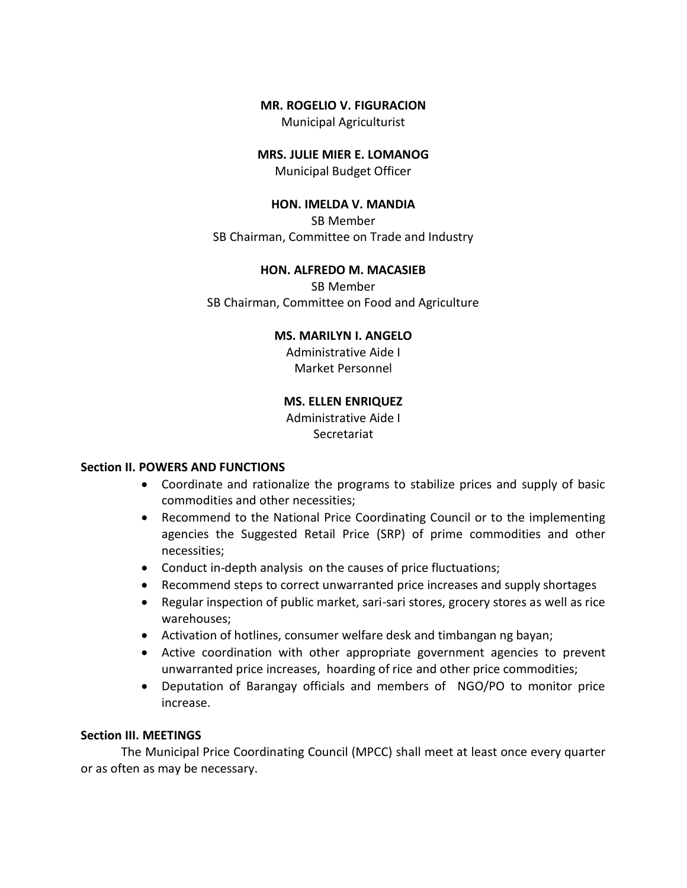**MR. ROGELIO V. FIGURACION**
Municipal Agriculturist

**MRS. JULIE MIER E. LOMANOG**
Municipal Budget Officer

**HON. IMELDA V. MANDIA**
SB Member
SB Chairman, Committee on Trade and Industry

**HON. ALFREDO M. MACASIEB**
SB Member
SB Chairman, Committee on Food and Agriculture

**MS. MARILYN I. ANGELO**
Administrative Aide I
Market Personnel

**MS. ELLEN ENRIQUEZ**
Administrative Aide I
Secretariat

**Section II. POWERS AND FUNCTIONS**

- Coordinate and rationalize the programs to stabilize prices and supply of basic commodities and other necessities;
- Recommend to the National Price Coordinating Council or to the implementing agencies the Suggested Retail Price (SRP) of prime commodities and other necessities;
- Conduct in-depth analysis on the causes of price fluctuations;
- Recommend steps to correct unwarranted price increases and supply shortages
- Regular inspection of public market, sari-sari stores, grocery stores as well as rice warehouses;
- Activation of hotlines, consumer welfare desk and timbangan ng bayan;
- Active coordination with other appropriate government agencies to prevent unwarranted price increases, hoarding of rice and other price commodities;
- Deputation of Barangay officials and members of NGO/PO to monitor price increase.

**Section III. MEETINGS**

The Municipal Price Coordinating Council (MPCC) shall meet at least once every quarter or as often as may be necessary.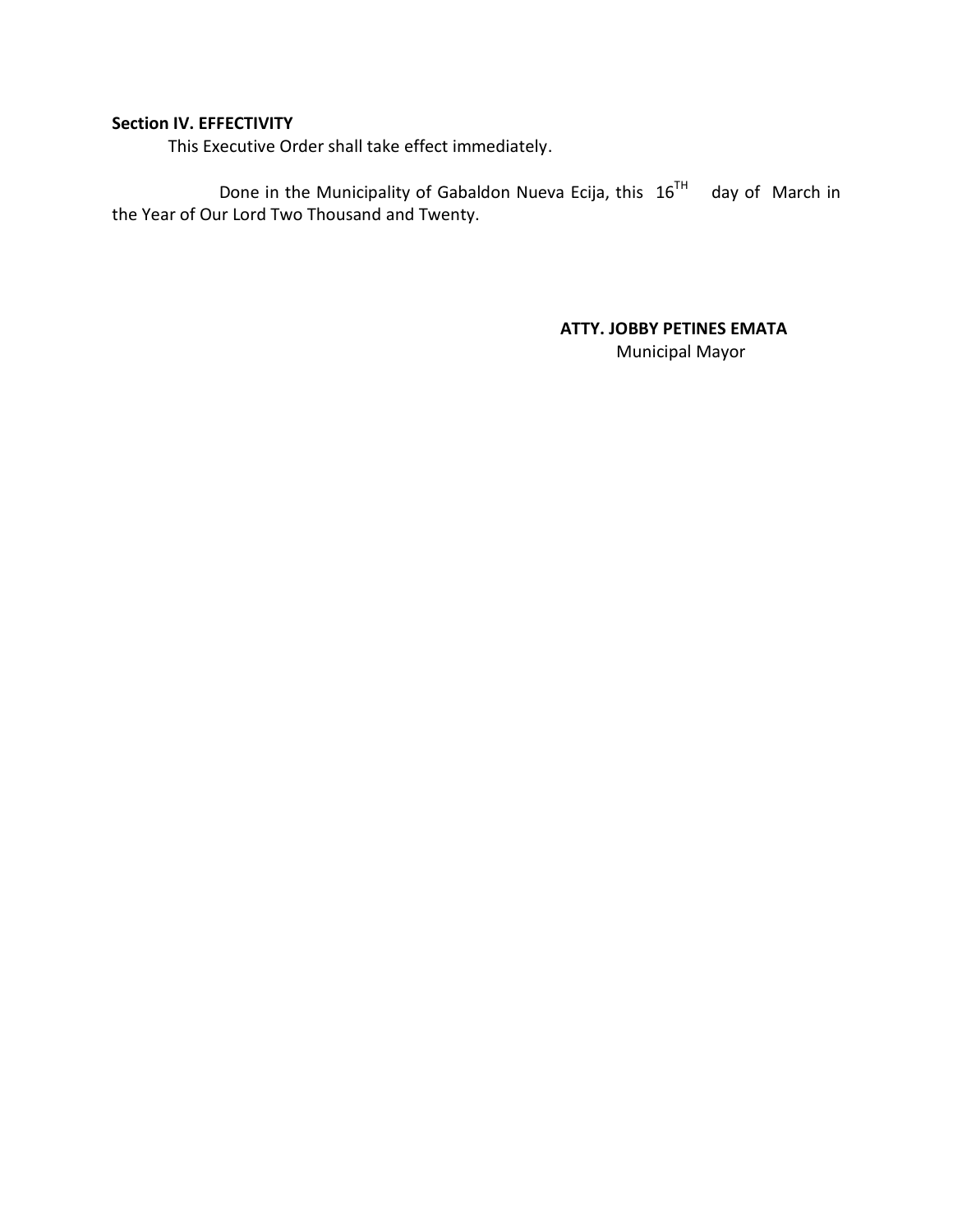**Section IV. EFFECTIVITY**

This Executive Order shall take effect immediately.

Done in the Municipality of Gabaldon Nueva Ecija, this 16$^{TH}$ day of March in the Year of Our Lord Two Thousand and Twenty.

**ATTY. JOBBY PETINES EMATA**
Municipal Mayor